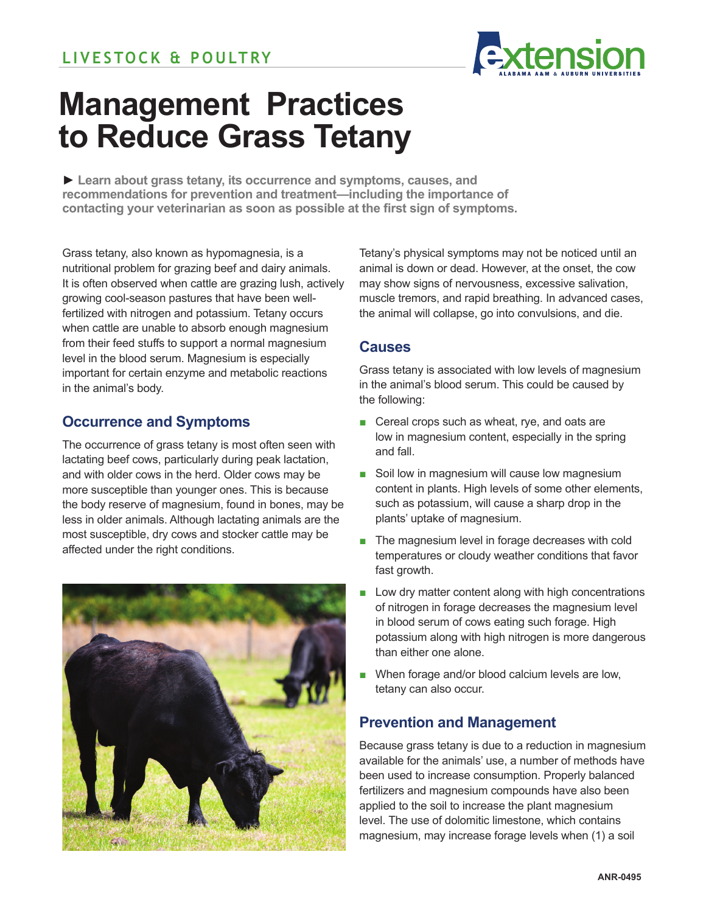LIVESTOCK & POULTRY

# Management Practices to Reduce Grass Tetany

► **Learn about grass tetany, its occurrence and symptoms, causes, and recommendations for prevention and treatment—including the importance of contacting your veterinarian as soon as possible at the first sign of symptoms.**

Grass tetany, also known as hypomagnesia, is a nutritional problem for grazing beef and dairy animals. It is often observed when cattle are grazing lush, actively growing cool-season pastures that have been well-fertilized with nitrogen and potassium. Tetany occurs when cattle are unable to absorb enough magnesium from their feed stuffs to support a normal magnesium level in the blood serum. Magnesium is especially important for certain enzyme and metabolic reactions in the animal's body.

## Occurrence and Symptoms

The occurrence of grass tetany is most often seen with lactating beef cows, particularly during peak lactation, and with older cows in the herd. Older cows may be more susceptible than younger ones. This is because the body reserve of magnesium, found in bones, may be less in older animals. Although lactating animals are the most susceptible, dry cows and stocker cattle may be affected under the right conditions.

Tetany's physical symptoms may not be noticed until an animal is down or dead. However, at the onset, the cow may show signs of nervousness, excessive salivation, muscle tremors, and rapid breathing. In advanced cases, the animal will collapse, go into convulsions, and die.

## Causes

Grass tetany is associated with low levels of magnesium in the animal's blood serum. This could be caused by the following:

- Cereal crops such as wheat, rye, and oats are low in magnesium content, especially in the spring and fall.
- Soil low in magnesium will cause low magnesium content in plants. High levels of some other elements, such as potassium, will cause a sharp drop in the plants' uptake of magnesium.
- The magnesium level in forage decreases with cold temperatures or cloudy weather conditions that favor fast growth.
- Low dry matter content along with high concentrations of nitrogen in forage decreases the magnesium level in blood serum of cows eating such forage. High potassium along with high nitrogen is more dangerous than either one alone.
- When forage and/or blood calcium levels are low, tetany can also occur.

## Prevention and Management

Because grass tetany is due to a reduction in magnesium available for the animals' use, a number of methods have been used to increase consumption. Properly balanced fertilizers and magnesium compounds have also been applied to the soil to increase the plant magnesium level. The use of dolomitic limestone, which contains magnesium, may increase forage levels when (1) a soil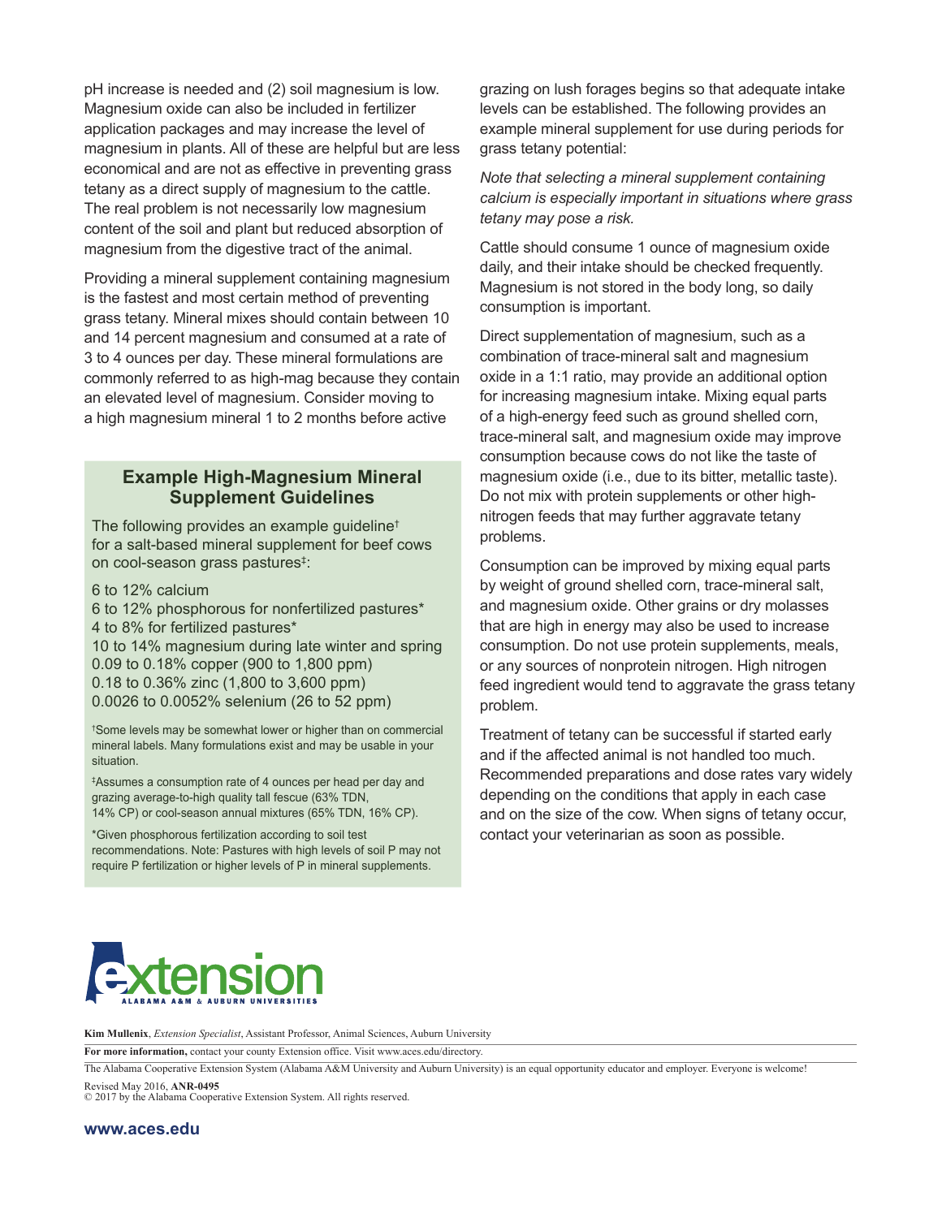pH increase is needed and (2) soil magnesium is low. Magnesium oxide can also be included in fertilizer application packages and may increase the level of magnesium in plants. All of these are helpful but are less economical and are not as effective in preventing grass tetany as a direct supply of magnesium to the cattle. The real problem is not necessarily low magnesium content of the soil and plant but reduced absorption of magnesium from the digestive tract of the animal.

Providing a mineral supplement containing magnesium is the fastest and most certain method of preventing grass tetany. Mineral mixes should contain between 10 and 14 percent magnesium and consumed at a rate of 3 to 4 ounces per day. These mineral formulations are commonly referred to as high-mag because they contain an elevated level of magnesium. Consider moving to a high magnesium mineral 1 to 2 months before active grazing on lush forages begins so that adequate intake levels can be established. The following provides an example mineral supplement for use during periods for grass tetany potential:

### Example High-Magnesium Mineral Supplement Guidelines

The following provides an example guideline† for a salt-based mineral supplement for beef cows on cool-season grass pastures‡:

6 to 12% calcium
6 to 12% phosphorous for nonfertilized pastures*
4 to 8% for fertilized pastures*
10 to 14% magnesium during late winter and spring
0.09 to 0.18% copper (900 to 1,800 ppm)
0.18 to 0.36% zinc (1,800 to 3,600 ppm)
0.0026 to 0.0052% selenium (26 to 52 ppm)

†Some levels may be somewhat lower or higher than on commercial mineral labels. Many formulations exist and may be usable in your situation.

‡Assumes a consumption rate of 4 ounces per head per day and grazing average-to-high quality tall fescue (63% TDN, 14% CP) or cool-season annual mixtures (65% TDN, 16% CP).

*Given phosphorous fertilization according to soil test recommendations. Note: Pastures with high levels of soil P may not require P fertilization or higher levels of P in mineral supplements.

*Note that selecting a mineral supplement containing calcium is especially important in situations where grass tetany may pose a risk.*

Cattle should consume 1 ounce of magnesium oxide daily, and their intake should be checked frequently. Magnesium is not stored in the body long, so daily consumption is important.

Direct supplementation of magnesium, such as a combination of trace-mineral salt and magnesium oxide in a 1:1 ratio, may provide an additional option for increasing magnesium intake. Mixing equal parts of a high-energy feed such as ground shelled corn, trace-mineral salt, and magnesium oxide may improve consumption because cows do not like the taste of magnesium oxide (i.e., due to its bitter, metallic taste). Do not mix with protein supplements or other high-nitrogen feeds that may further aggravate tetany problems.

Consumption can be improved by mixing equal parts by weight of ground shelled corn, trace-mineral salt, and magnesium oxide. Other grains or dry molasses that are high in energy may also be used to increase consumption. Do not use protein supplements, meals, or any sources of nonprotein nitrogen. High nitrogen feed ingredient would tend to aggravate the grass tetany problem.

Treatment of tetany can be successful if started early and if the affected animal is not handled too much. Recommended preparations and dose rates vary widely depending on the conditions that apply in each case and on the size of the cow. When signs of tetany occur, contact your veterinarian as soon as possible.

extension
ALABAMA A&M & AUBURN UNIVERSITIES

**Kim Mullenix**, *Extension Specialist*, Assistant Professor, Animal Sciences, Auburn University

**For more information,** contact your county Extension office. Visit www.aces.edu/directory.

The Alabama Cooperative Extension System (Alabama A&M University and Auburn University) is an equal opportunity educator and employer. Everyone is welcome!

Revised May 2016, **ANR-0495**
© 2017 by the Alabama Cooperative Extension System. All rights reserved.

**www.aces.edu**